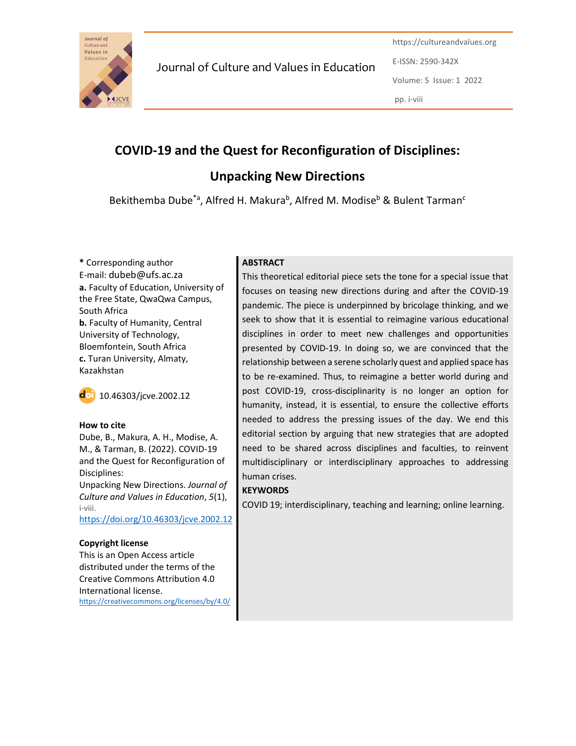# COVID-19 and the Quest for Reconfiguration of Disciplines: Unpacking New Directions

Bekithemba Dube[*a], Alfred H. Makura[b], Alfred M. Modise[b] & Bulent Tarman[c]

**\*** Corresponding author
E-mail: dubeb@ufs.ac.za

**a.** Faculty of Education, University of the Free State, QwaQwa Campus, South Africa

**b.** Faculty of Humanity, Central University of Technology, Bloemfontein, South Africa

**c.** Turan University, Almaty, Kazakhstan

10.46303/jcve.2002.12

**How to cite**

Dube, B., Makura, A. H., Modise, A. M., & Tarman, B. (2022). COVID-19 and the Quest for Reconfiguration of Disciplines: Unpacking New Directions. *Journal of Culture and Values in Education*, *5*(1), i-viii.
https://doi.org/10.46303/jcve.2002.12

**Copyright license**

This is an Open Access article distributed under the terms of the Creative Commons Attribution 4.0 International license.
https://creativecommons.org/licenses/by/4.0/

**ABSTRACT**

This theoretical editorial piece sets the tone for a special issue that focuses on teasing new directions during and after the COVID-19 pandemic. The piece is underpinned by bricolage thinking, and we seek to show that it is essential to reimagine various educational disciplines in order to meet new challenges and opportunities presented by COVID-19. In doing so, we are convinced that the relationship between a serene scholarly quest and applied space has to be re-examined. Thus, to reimagine a better world during and post COVID-19, cross-disciplinarity is no longer an option for humanity, instead, it is essential, to ensure the collective efforts needed to address the pressing issues of the day. We end this editorial section by arguing that new strategies that are adopted need to be shared across disciplines and faculties, to reinvent multidisciplinary or interdisciplinary approaches to addressing human crises.

**KEYWORDS**

COVID 19; interdisciplinary, teaching and learning; online learning.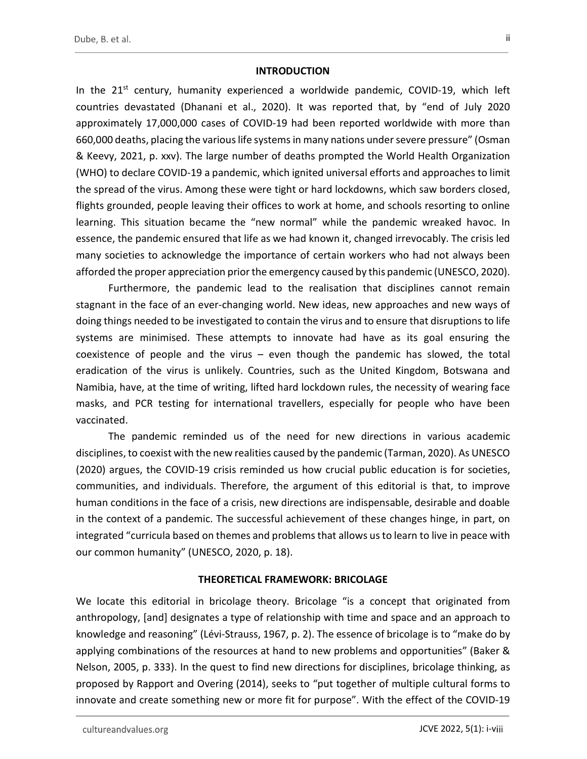## INTRODUCTION

In the 21st century, humanity experienced a worldwide pandemic, COVID-19, which left countries devastated (Dhanani et al., 2020). It was reported that, by "end of July 2020 approximately 17,000,000 cases of COVID-19 had been reported worldwide with more than 660,000 deaths, placing the various life systems in many nations under severe pressure" (Osman & Keevy, 2021, p. xxv). The large number of deaths prompted the World Health Organization (WHO) to declare COVID-19 a pandemic, which ignited universal efforts and approaches to limit the spread of the virus. Among these were tight or hard lockdowns, which saw borders closed, flights grounded, people leaving their offices to work at home, and schools resorting to online learning. This situation became the "new normal" while the pandemic wreaked havoc. In essence, the pandemic ensured that life as we had known it, changed irrevocably. The crisis led many societies to acknowledge the importance of certain workers who had not always been afforded the proper appreciation prior the emergency caused by this pandemic (UNESCO, 2020).

Furthermore, the pandemic lead to the realisation that disciplines cannot remain stagnant in the face of an ever-changing world. New ideas, new approaches and new ways of doing things needed to be investigated to contain the virus and to ensure that disruptions to life systems are minimised. These attempts to innovate had have as its goal ensuring the coexistence of people and the virus – even though the pandemic has slowed, the total eradication of the virus is unlikely. Countries, such as the United Kingdom, Botswana and Namibia, have, at the time of writing, lifted hard lockdown rules, the necessity of wearing face masks, and PCR testing for international travellers, especially for people who have been vaccinated.

The pandemic reminded us of the need for new directions in various academic disciplines, to coexist with the new realities caused by the pandemic (Tarman, 2020). As UNESCO (2020) argues, the COVID-19 crisis reminded us how crucial public education is for societies, communities, and individuals. Therefore, the argument of this editorial is that, to improve human conditions in the face of a crisis, new directions are indispensable, desirable and doable in the context of a pandemic. The successful achievement of these changes hinge, in part, on integrated "curricula based on themes and problems that allows us to learn to live in peace with our common humanity" (UNESCO, 2020, p. 18).

## THEORETICAL FRAMEWORK: BRICOLAGE

We locate this editorial in bricolage theory. Bricolage "is a concept that originated from anthropology, [and] designates a type of relationship with time and space and an approach to knowledge and reasoning" (Lévi-Strauss, 1967, p. 2). The essence of bricolage is to "make do by applying combinations of the resources at hand to new problems and opportunities" (Baker & Nelson, 2005, p. 333). In the quest to find new directions for disciplines, bricolage thinking, as proposed by Rapport and Overing (2014), seeks to "put together of multiple cultural forms to innovate and create something new or more fit for purpose". With the effect of the COVID-19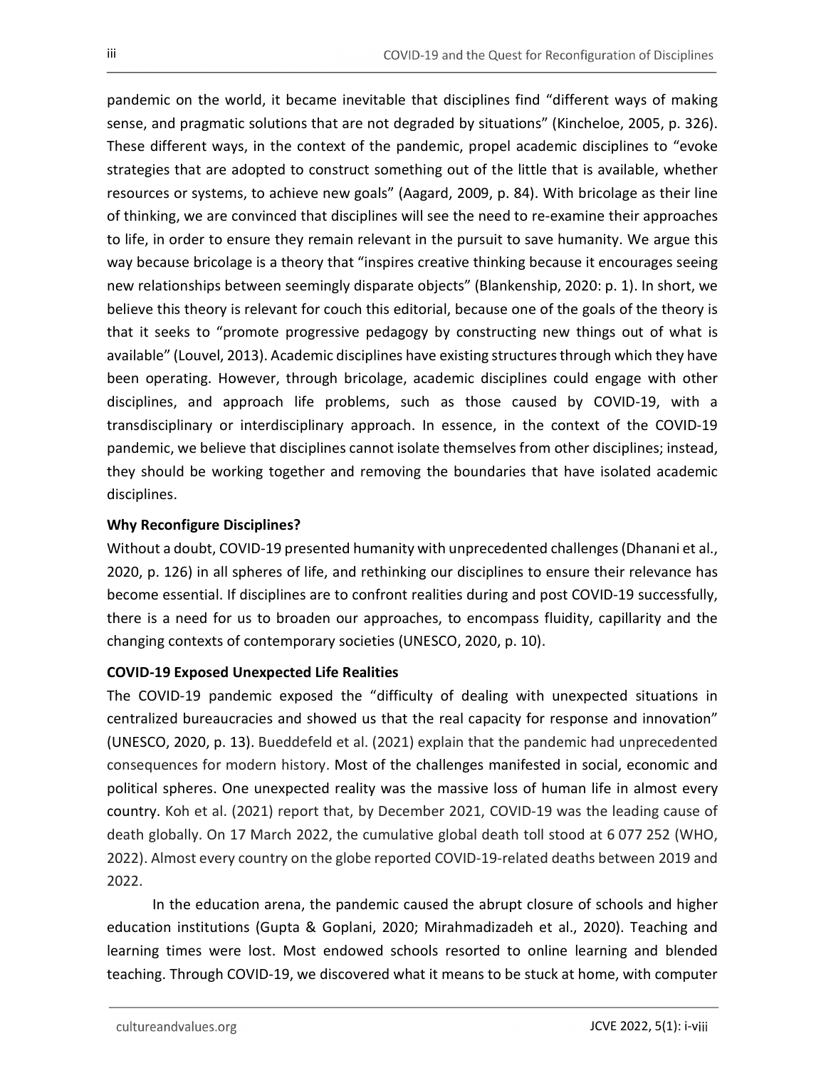pandemic on the world, it became inevitable that disciplines find "different ways of making sense, and pragmatic solutions that are not degraded by situations" (Kincheloe, 2005, p. 326). These different ways, in the context of the pandemic, propel academic disciplines to "evoke strategies that are adopted to construct something out of the little that is available, whether resources or systems, to achieve new goals" (Aagard, 2009, p. 84). With bricolage as their line of thinking, we are convinced that disciplines will see the need to re-examine their approaches to life, in order to ensure they remain relevant in the pursuit to save humanity. We argue this way because bricolage is a theory that "inspires creative thinking because it encourages seeing new relationships between seemingly disparate objects" (Blankenship, 2020: p. 1). In short, we believe this theory is relevant for couch this editorial, because one of the goals of the theory is that it seeks to "promote progressive pedagogy by constructing new things out of what is available" (Louvel, 2013). Academic disciplines have existing structures through which they have been operating. However, through bricolage, academic disciplines could engage with other disciplines, and approach life problems, such as those caused by COVID-19, with a transdisciplinary or interdisciplinary approach. In essence, in the context of the COVID-19 pandemic, we believe that disciplines cannot isolate themselves from other disciplines; instead, they should be working together and removing the boundaries that have isolated academic disciplines.

**Why Reconfigure Disciplines?**

Without a doubt, COVID-19 presented humanity with unprecedented challenges (Dhanani et al., 2020, p. 126) in all spheres of life, and rethinking our disciplines to ensure their relevance has become essential. If disciplines are to confront realities during and post COVID-19 successfully, there is a need for us to broaden our approaches, to encompass fluidity, capillarity and the changing contexts of contemporary societies (UNESCO, 2020, p. 10).

**COVID-19 Exposed Unexpected Life Realities**

The COVID-19 pandemic exposed the "difficulty of dealing with unexpected situations in centralized bureaucracies and showed us that the real capacity for response and innovation" (UNESCO, 2020, p. 13). Bueddefeld et al. (2021) explain that the pandemic had unprecedented consequences for modern history. Most of the challenges manifested in social, economic and political spheres. One unexpected reality was the massive loss of human life in almost every country. Koh et al. (2021) report that, by December 2021, COVID-19 was the leading cause of death globally. On 17 March 2022, the cumulative global death toll stood at 6 077 252 (WHO, 2022). Almost every country on the globe reported COVID-19-related deaths between 2019 and 2022.

In the education arena, the pandemic caused the abrupt closure of schools and higher education institutions (Gupta & Goplani, 2020; Mirahmadizadeh et al., 2020). Teaching and learning times were lost. Most endowed schools resorted to online learning and blended teaching. Through COVID-19, we discovered what it means to be stuck at home, with computer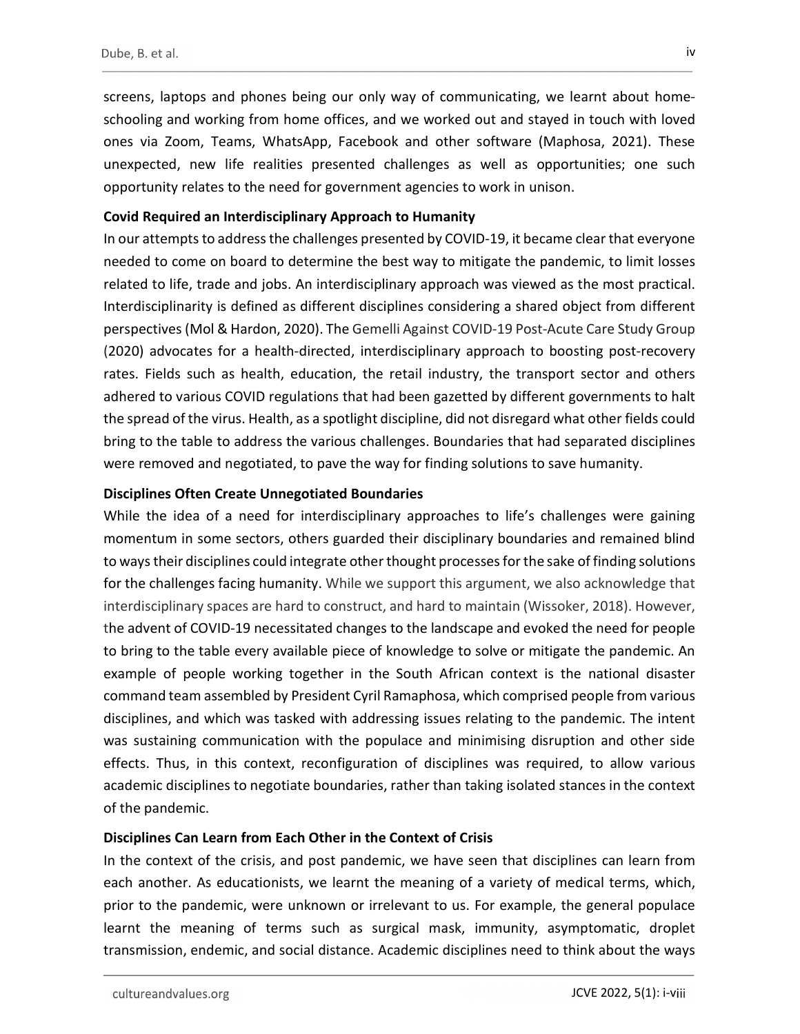screens, laptops and phones being our only way of communicating, we learnt about home-schooling and working from home offices, and we worked out and stayed in touch with loved ones via Zoom, Teams, WhatsApp, Facebook and other software (Maphosa, 2021). These unexpected, new life realities presented challenges as well as opportunities; one such opportunity relates to the need for government agencies to work in unison.

**Covid Required an Interdisciplinary Approach to Humanity**

In our attempts to address the challenges presented by COVID-19, it became clear that everyone needed to come on board to determine the best way to mitigate the pandemic, to limit losses related to life, trade and jobs. An interdisciplinary approach was viewed as the most practical. Interdisciplinarity is defined as different disciplines considering a shared object from different perspectives (Mol & Hardon, 2020). The Gemelli Against COVID-19 Post-Acute Care Study Group (2020) advocates for a health-directed, interdisciplinary approach to boosting post-recovery rates. Fields such as health, education, the retail industry, the transport sector and others adhered to various COVID regulations that had been gazetted by different governments to halt the spread of the virus. Health, as a spotlight discipline, did not disregard what other fields could bring to the table to address the various challenges. Boundaries that had separated disciplines were removed and negotiated, to pave the way for finding solutions to save humanity.

**Disciplines Often Create Unnegotiated Boundaries**

While the idea of a need for interdisciplinary approaches to life's challenges were gaining momentum in some sectors, others guarded their disciplinary boundaries and remained blind to ways their disciplines could integrate other thought processes for the sake of finding solutions for the challenges facing humanity. While we support this argument, we also acknowledge that interdisciplinary spaces are hard to construct, and hard to maintain (Wissoker, 2018). However, the advent of COVID-19 necessitated changes to the landscape and evoked the need for people to bring to the table every available piece of knowledge to solve or mitigate the pandemic. An example of people working together in the South African context is the national disaster command team assembled by President Cyril Ramaphosa, which comprised people from various disciplines, and which was tasked with addressing issues relating to the pandemic. The intent was sustaining communication with the populace and minimising disruption and other side effects. Thus, in this context, reconfiguration of disciplines was required, to allow various academic disciplines to negotiate boundaries, rather than taking isolated stances in the context of the pandemic.

**Disciplines Can Learn from Each Other in the Context of Crisis**

In the context of the crisis, and post pandemic, we have seen that disciplines can learn from each another. As educationists, we learnt the meaning of a variety of medical terms, which, prior to the pandemic, were unknown or irrelevant to us. For example, the general populace learnt the meaning of terms such as surgical mask, immunity, asymptomatic, droplet transmission, endemic, and social distance. Academic disciplines need to think about the ways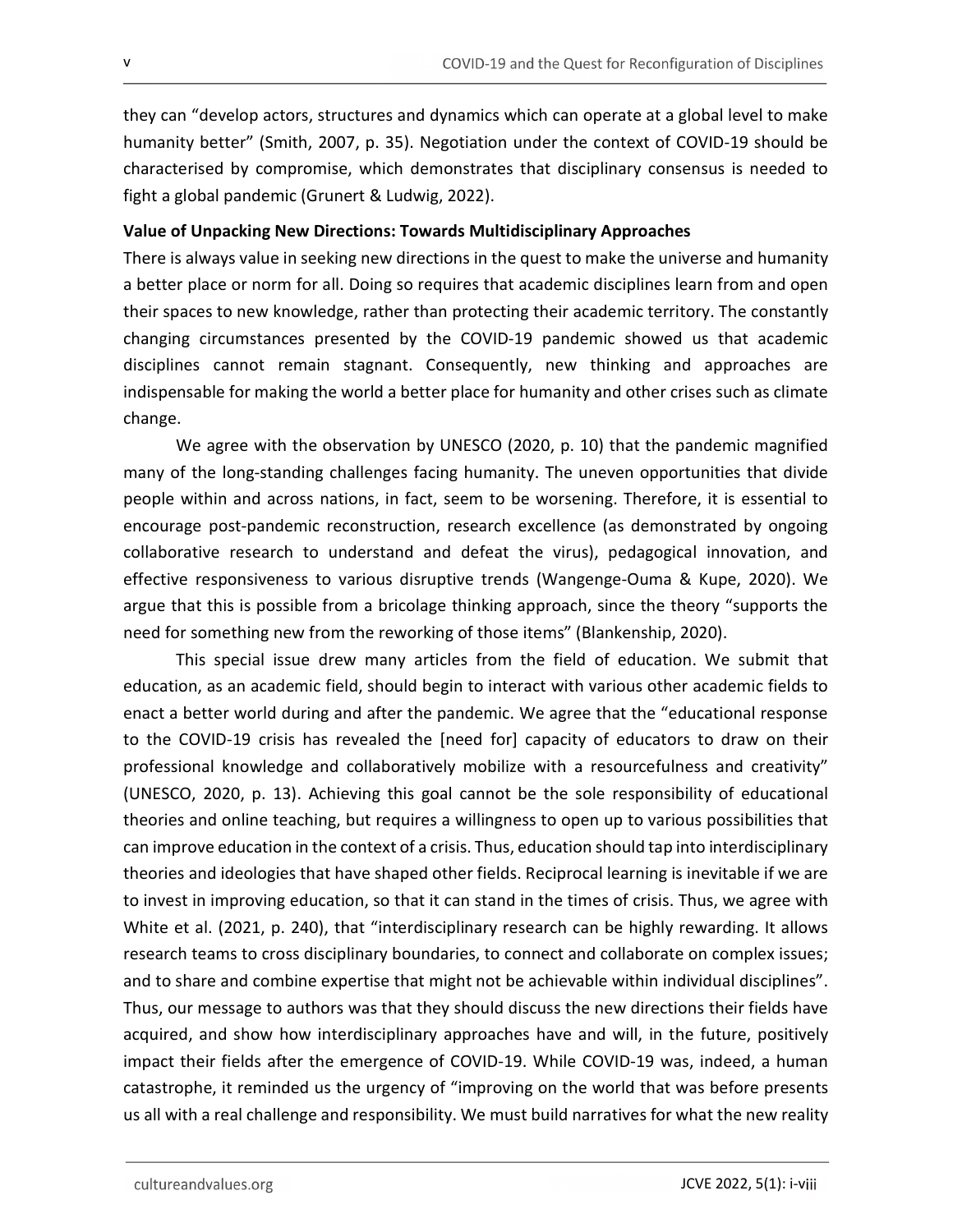they can "develop actors, structures and dynamics which can operate at a global level to make humanity better" (Smith, 2007, p. 35). Negotiation under the context of COVID-19 should be characterised by compromise, which demonstrates that disciplinary consensus is needed to fight a global pandemic (Grunert & Ludwig, 2022).

**Value of Unpacking New Directions: Towards Multidisciplinary Approaches**

There is always value in seeking new directions in the quest to make the universe and humanity a better place or norm for all. Doing so requires that academic disciplines learn from and open their spaces to new knowledge, rather than protecting their academic territory. The constantly changing circumstances presented by the COVID-19 pandemic showed us that academic disciplines cannot remain stagnant. Consequently, new thinking and approaches are indispensable for making the world a better place for humanity and other crises such as climate change.

We agree with the observation by UNESCO (2020, p. 10) that the pandemic magnified many of the long-standing challenges facing humanity. The uneven opportunities that divide people within and across nations, in fact, seem to be worsening. Therefore, it is essential to encourage post-pandemic reconstruction, research excellence (as demonstrated by ongoing collaborative research to understand and defeat the virus), pedagogical innovation, and effective responsiveness to various disruptive trends (Wangenge-Ouma & Kupe, 2020). We argue that this is possible from a bricolage thinking approach, since the theory "supports the need for something new from the reworking of those items" (Blankenship, 2020).

This special issue drew many articles from the field of education. We submit that education, as an academic field, should begin to interact with various other academic fields to enact a better world during and after the pandemic. We agree that the "educational response to the COVID-19 crisis has revealed the [need for] capacity of educators to draw on their professional knowledge and collaboratively mobilize with a resourcefulness and creativity" (UNESCO, 2020, p. 13). Achieving this goal cannot be the sole responsibility of educational theories and online teaching, but requires a willingness to open up to various possibilities that can improve education in the context of a crisis. Thus, education should tap into interdisciplinary theories and ideologies that have shaped other fields. Reciprocal learning is inevitable if we are to invest in improving education, so that it can stand in the times of crisis. Thus, we agree with White et al. (2021, p. 240), that "interdisciplinary research can be highly rewarding. It allows research teams to cross disciplinary boundaries, to connect and collaborate on complex issues; and to share and combine expertise that might not be achievable within individual disciplines". Thus, our message to authors was that they should discuss the new directions their fields have acquired, and show how interdisciplinary approaches have and will, in the future, positively impact their fields after the emergence of COVID-19. While COVID-19 was, indeed, a human catastrophe, it reminded us the urgency of "improving on the world that was before presents us all with a real challenge and responsibility. We must build narratives for what the new reality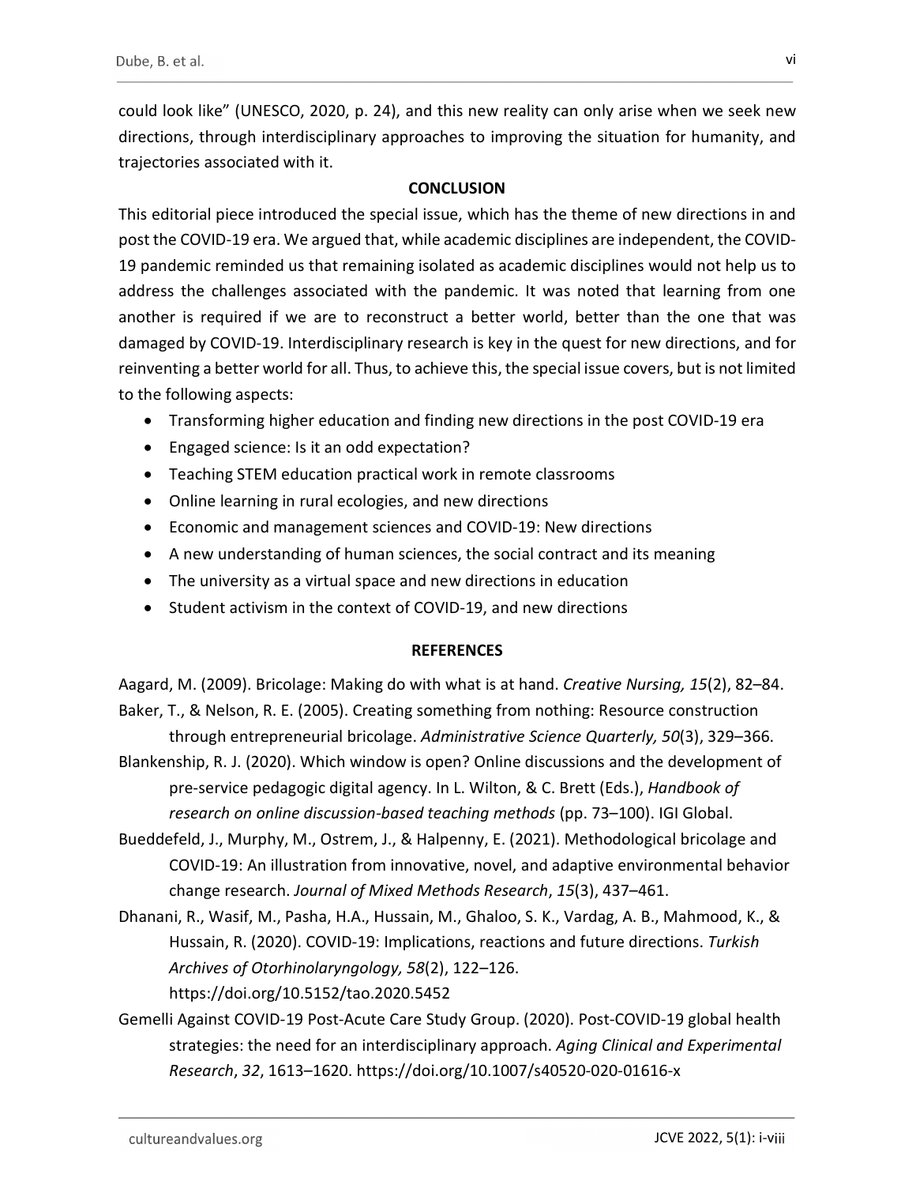could look like" (UNESCO, 2020, p. 24), and this new reality can only arise when we seek new directions, through interdisciplinary approaches to improving the situation for humanity, and trajectories associated with it.

## CONCLUSION

This editorial piece introduced the special issue, which has the theme of new directions in and post the COVID-19 era. We argued that, while academic disciplines are independent, the COVID-19 pandemic reminded us that remaining isolated as academic disciplines would not help us to address the challenges associated with the pandemic. It was noted that learning from one another is required if we are to reconstruct a better world, better than the one that was damaged by COVID-19. Interdisciplinary research is key in the quest for new directions, and for reinventing a better world for all. Thus, to achieve this, the special issue covers, but is not limited to the following aspects:

- Transforming higher education and finding new directions in the post COVID-19 era
- Engaged science: Is it an odd expectation?
- Teaching STEM education practical work in remote classrooms
- Online learning in rural ecologies, and new directions
- Economic and management sciences and COVID-19: New directions
- A new understanding of human sciences, the social contract and its meaning
- The university as a virtual space and new directions in education
- Student activism in the context of COVID-19, and new directions

## REFERENCES

Aagard, M. (2009). Bricolage: Making do with what is at hand. *Creative Nursing, 15*(2), 82–84.

Baker, T., & Nelson, R. E. (2005). Creating something from nothing: Resource construction through entrepreneurial bricolage. *Administrative Science Quarterly, 50*(3), 329–366.

Blankenship, R. J. (2020). Which window is open? Online discussions and the development of pre-service pedagogic digital agency. In L. Wilton, & C. Brett (Eds.), *Handbook of research on online discussion-based teaching methods* (pp. 73–100). IGI Global.

Bueddefeld, J., Murphy, M., Ostrem, J., & Halpenny, E. (2021). Methodological bricolage and COVID-19: An illustration from innovative, novel, and adaptive environmental behavior change research. *Journal of Mixed Methods Research*, *15*(3), 437–461.

Dhanani, R., Wasif, M., Pasha, H.A., Hussain, M., Ghaloo, S. K., Vardag, A. B., Mahmood, K., & Hussain, R. (2020). COVID-19: Implications, reactions and future directions. *Turkish Archives of Otorhinolaryngology, 58*(2), 122–126. https://doi.org/10.5152/tao.2020.5452

Gemelli Against COVID-19 Post-Acute Care Study Group. (2020). Post-COVID-19 global health strategies: the need for an interdisciplinary approach. *Aging Clinical and Experimental Research*, *32*, 1613–1620. https://doi.org/10.1007/s40520-020-01616-x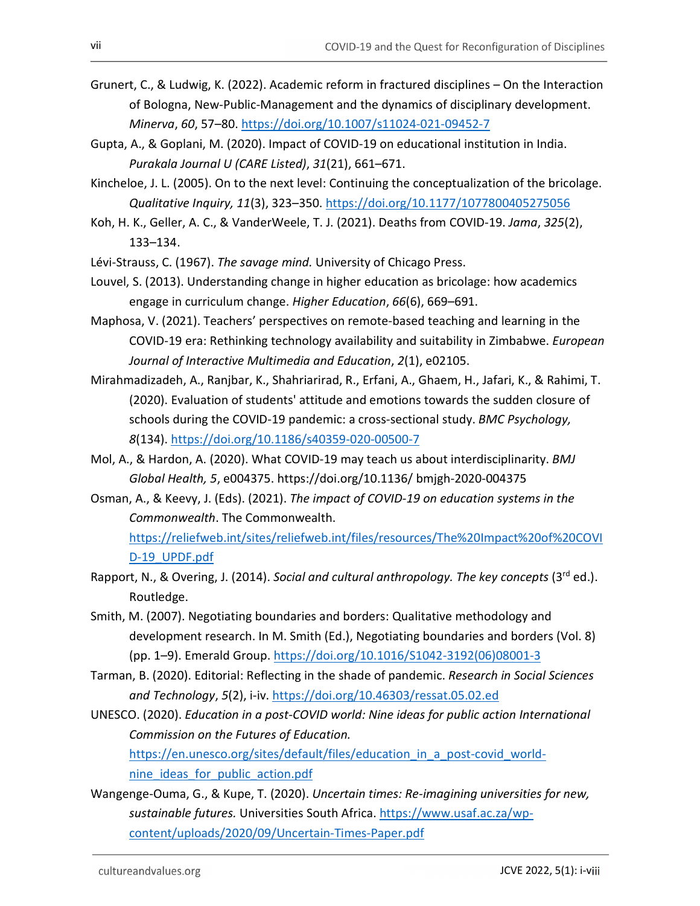Grunert, C., & Ludwig, K. (2022). Academic reform in fractured disciplines – On the Interaction of Bologna, New-Public-Management and the dynamics of disciplinary development. *Minerva*, *60*, 57–80. https://doi.org/10.1007/s11024-021-09452-7

Gupta, A., & Goplani, M. (2020). Impact of COVID-19 on educational institution in India. *Purakala Journal U (CARE Listed)*, *31*(21), 661–671.

Kincheloe, J. L. (2005). On to the next level: Continuing the conceptualization of the bricolage. *Qualitative Inquiry, 11*(3), 323–350. https://doi.org/10.1177/1077800405275056

Koh, H. K., Geller, A. C., & VanderWeele, T. J. (2021). Deaths from COVID-19. *Jama*, *325*(2), 133–134.

Lévi-Strauss, C. (1967). *The savage mind.* University of Chicago Press.

Louvel, S. (2013). Understanding change in higher education as bricolage: how academics engage in curriculum change. *Higher Education*, *66*(6), 669–691.

Maphosa, V. (2021). Teachers' perspectives on remote-based teaching and learning in the COVID-19 era: Rethinking technology availability and suitability in Zimbabwe. *European Journal of Interactive Multimedia and Education*, *2*(1), e02105.

Mirahmadizadeh, A., Ranjbar, K., Shahriarirad, R., Erfani, A., Ghaem, H., Jafari, K., & Rahimi, T. (2020). Evaluation of students' attitude and emotions towards the sudden closure of schools during the COVID-19 pandemic: a cross-sectional study. *BMC Psychology, 8*(134). https://doi.org/10.1186/s40359-020-00500-7

Mol, A., & Hardon, A. (2020). What COVID-19 may teach us about interdisciplinarity. *BMJ Global Health, 5*, e004375. https://doi.org/10.1136/ bmjgh-2020-004375

Osman, A., & Keevy, J. (Eds). (2021). *The impact of COVID-19 on education systems in the Commonwealth*. The Commonwealth. https://reliefweb.int/sites/reliefweb.int/files/resources/The%20Impact%20of%20COVID-19_UPDF.pdf

Rapport, N., & Overing, J. (2014). *Social and cultural anthropology. The key concepts* (3rd ed.). Routledge.

Smith, M. (2007). Negotiating boundaries and borders: Qualitative methodology and development research. In M. Smith (Ed.), Negotiating boundaries and borders (Vol. 8) (pp. 1–9). Emerald Group. https://doi.org/10.1016/S1042-3192(06)08001-3

Tarman, B. (2020). Editorial: Reflecting in the shade of pandemic. *Research in Social Sciences and Technology*, *5*(2), i-iv. https://doi.org/10.46303/ressat.05.02.ed

UNESCO. (2020). *Education in a post-COVID world: Nine ideas for public action International Commission on the Futures of Education.* https://en.unesco.org/sites/default/files/education_in_a_post-covid_world-nine_ideas_for_public_action.pdf

Wangenge-Ouma, G., & Kupe, T. (2020). *Uncertain times: Re-imagining universities for new, sustainable futures.* Universities South Africa. https://www.usaf.ac.za/wp-content/uploads/2020/09/Uncertain-Times-Paper.pdf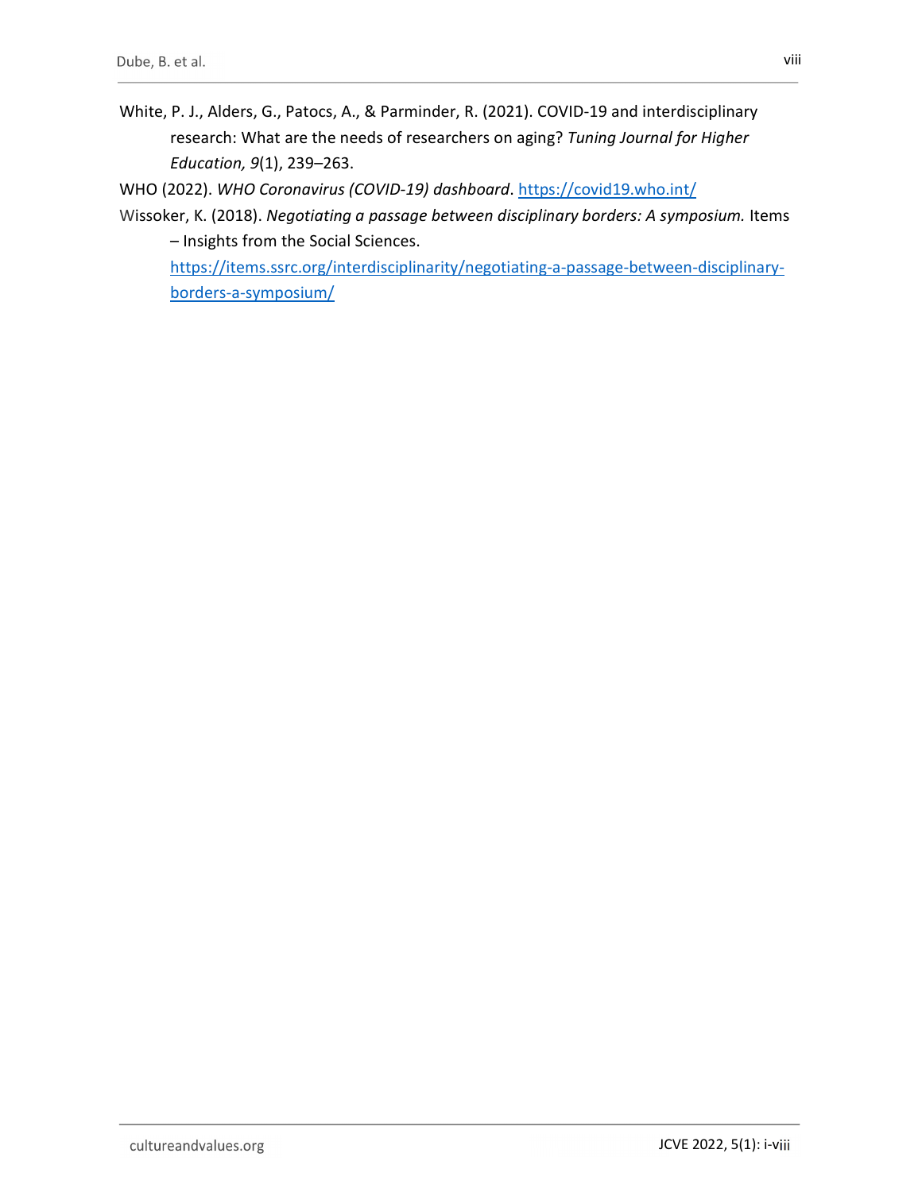White, P. J., Alders, G., Patocs, A., & Parminder, R. (2021). COVID-19 and interdisciplinary research: What are the needs of researchers on aging? *Tuning Journal for Higher Education, 9*(1), 239–263.

WHO (2022). *WHO Coronavirus (COVID-19) dashboard*. https://covid19.who.int/

Wissoker, K. (2018). *Negotiating a passage between disciplinary borders: A symposium.* Items – Insights from the Social Sciences. https://items.ssrc.org/interdisciplinarity/negotiating-a-passage-between-disciplinary-borders-a-symposium/